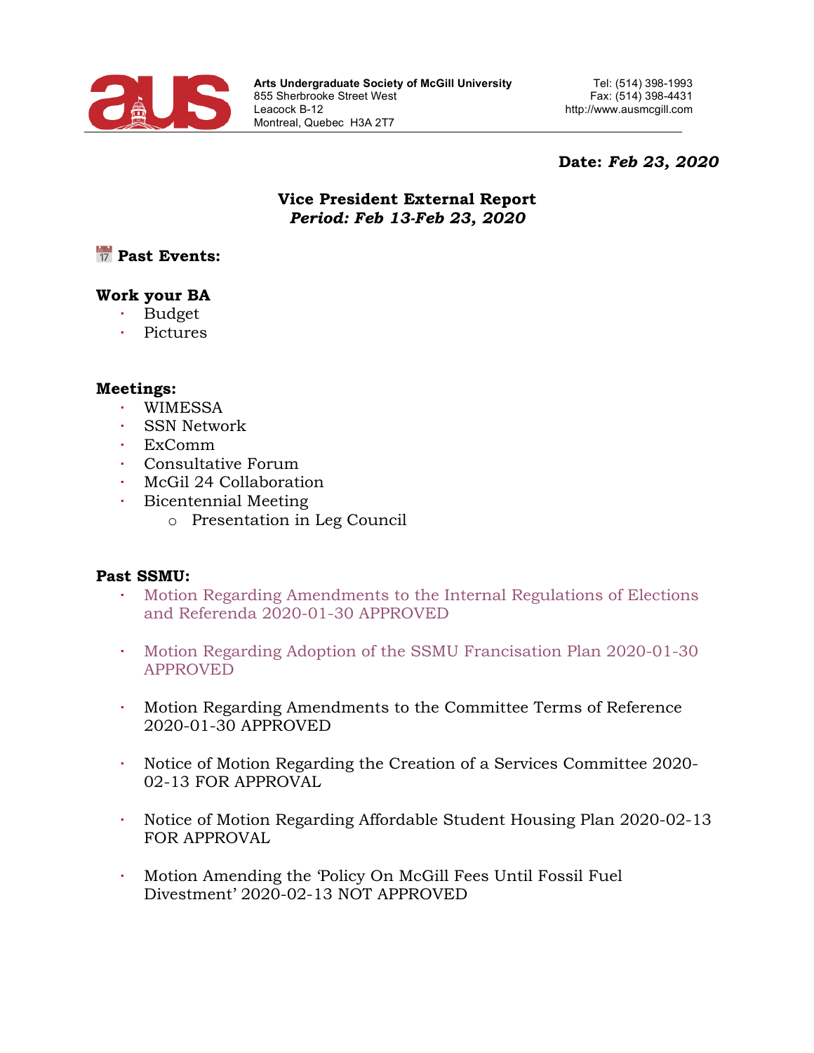Arts Undergraduate Society of McGill University
855 Sherbrooke Street West
Leacock B-12
Montreal, Quebec H3A 2T7

Tel: (514) 398-1993
Fax: (514) 398-4431
http://www.ausmcgill.com

**Date: *Feb 23, 2020***

## Vice President External Report
### *Period: Feb 13-Feb 23, 2020*

📅 **Past Events:**

**Work your BA**

- Budget
- Pictures

**Meetings:**

- WIMESSA
- SSN Network
- ExComm
- Consultative Forum
- McGil 24 Collaboration
- Bicentennial Meeting
    - Presentation in Leg Council

**Past SSMU:**

- Motion Regarding Amendments to the Internal Regulations of Elections and Referenda 2020-01-30 APPROVED
- Motion Regarding Adoption of the SSMU Francisation Plan 2020-01-30 APPROVED
- Motion Regarding Amendments to the Committee Terms of Reference 2020-01-30 APPROVED
- Notice of Motion Regarding the Creation of a Services Committee 2020-02-13 FOR APPROVAL
- Notice of Motion Regarding Affordable Student Housing Plan 2020-02-13 FOR APPROVAL
- Motion Amending the 'Policy On McGill Fees Until Fossil Fuel Divestment' 2020-02-13 NOT APPROVED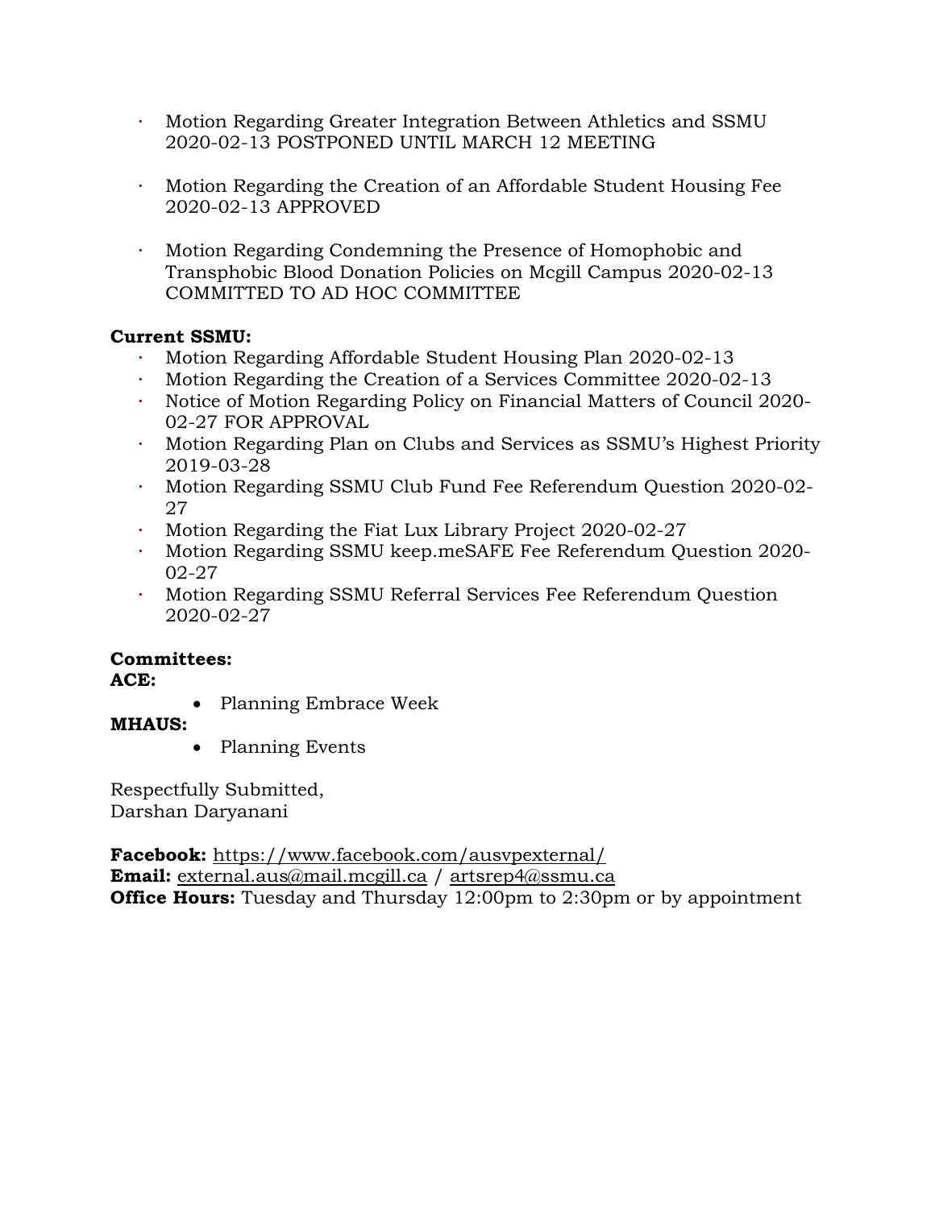- Motion Regarding Greater Integration Between Athletics and SSMU 2020-02-13 POSTPONED UNTIL MARCH 12 MEETING

- Motion Regarding the Creation of an Affordable Student Housing Fee 2020-02-13 APPROVED

- Motion Regarding Condemning the Presence of Homophobic and Transphobic Blood Donation Policies on Mcgill Campus 2020-02-13 COMMITTED TO AD HOC COMMITTEE

**Current SSMU:**

- Motion Regarding Affordable Student Housing Plan 2020-02-13
- Motion Regarding the Creation of a Services Committee 2020-02-13
- Notice of Motion Regarding Policy on Financial Matters of Council 2020-02-27 FOR APPROVAL
- Motion Regarding Plan on Clubs and Services as SSMU's Highest Priority 2019-03-28
- Motion Regarding SSMU Club Fund Fee Referendum Question 2020-02-27
- Motion Regarding the Fiat Lux Library Project 2020-02-27
- Motion Regarding SSMU keep.meSAFE Fee Referendum Question 2020-02-27
- Motion Regarding SSMU Referral Services Fee Referendum Question 2020-02-27

**Committees:**

**ACE:**

- Planning Embrace Week

**MHAUS:**

- Planning Events

Respectfully Submitted,
Darshan Daryanani

**Facebook:** https://www.facebook.com/ausvpexternal/
**Email:** external.aus@mail.mcgill.ca / artsrep4@ssmu.ca
**Office Hours:** Tuesday and Thursday 12:00pm to 2:30pm or by appointment